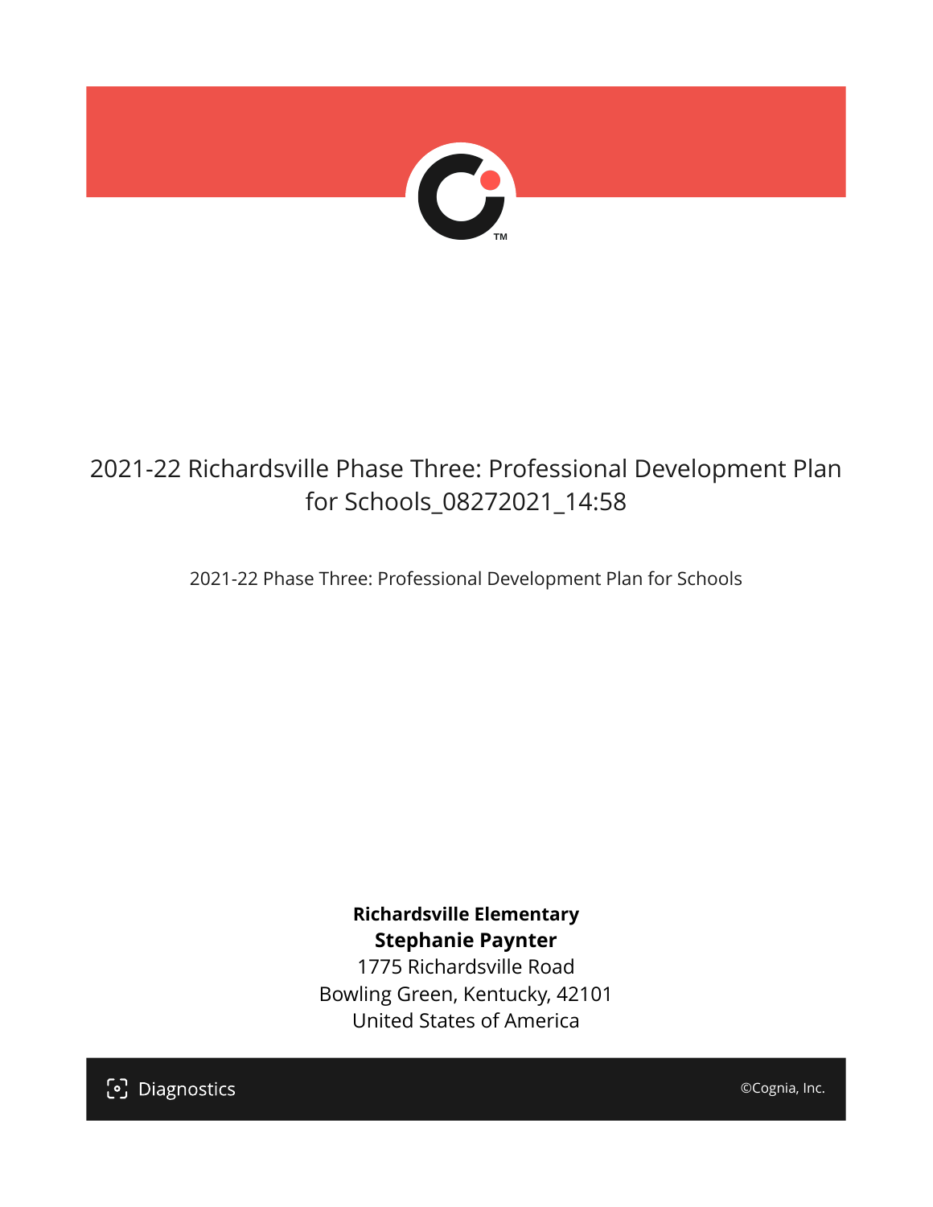# 2021-22 Richardsville Phase Three: Professional Development Plan for Schools_08272021_14:58

2021-22 Phase Three: Professional Development Plan for Schools

**Richardsville Elementary**
**Stephanie Paynter**
1775 Richardsville Road
Bowling Green, Kentucky, 42101
United States of America

Diagnostics

©Cognia, Inc.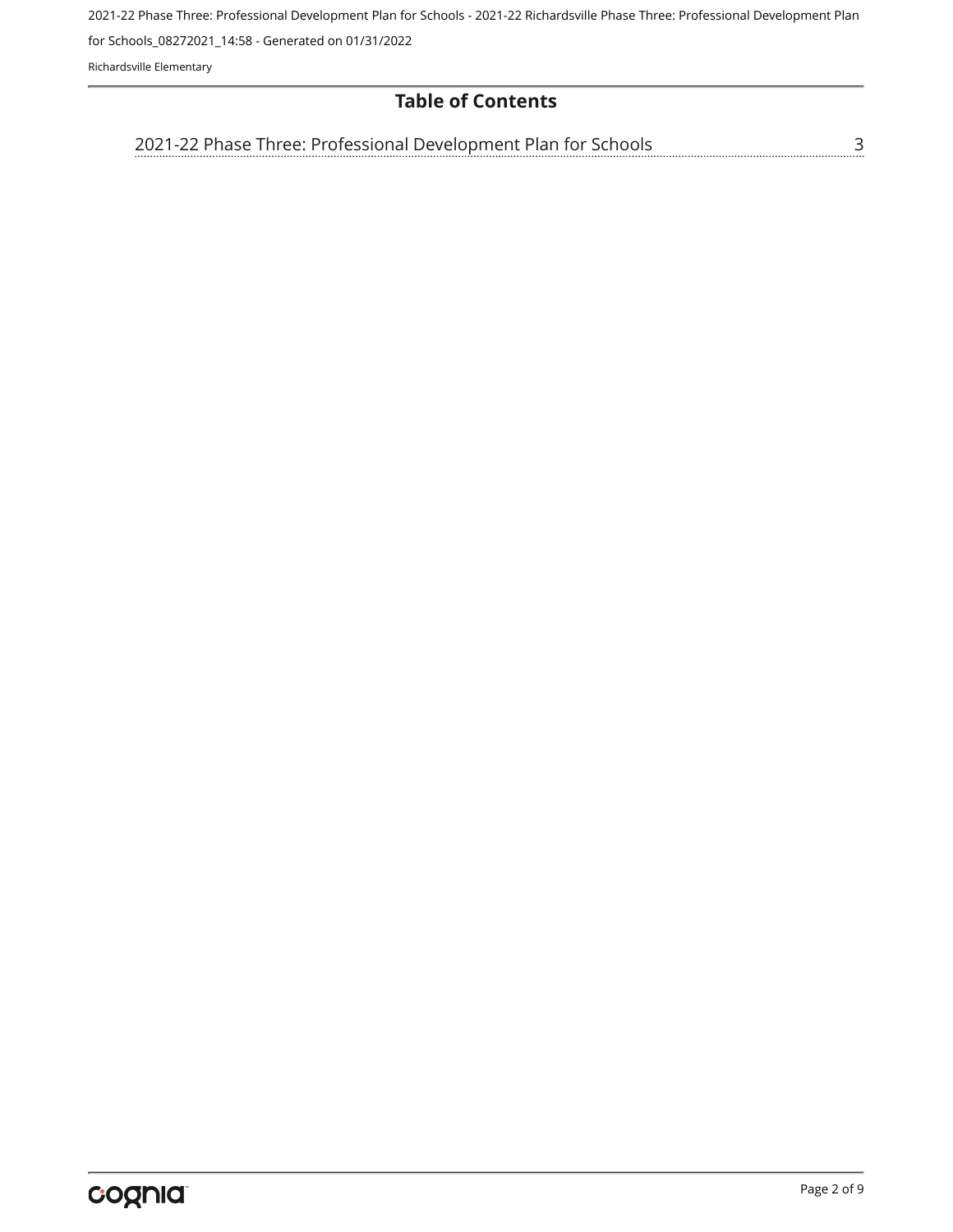## Table of Contents

2021-22 Phase Three: Professional Development Plan for Schools ........ 3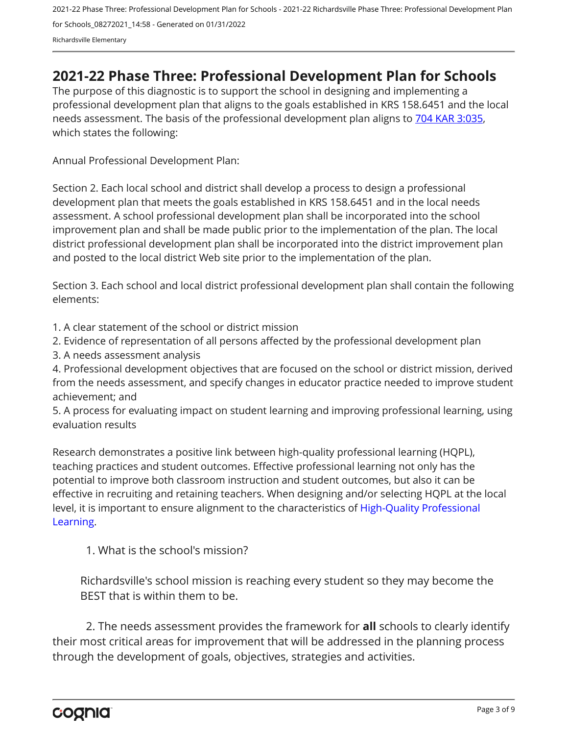# 2021-22 Phase Three: Professional Development Plan for Schools

The purpose of this diagnostic is to support the school in designing and implementing a professional development plan that aligns to the goals established in KRS 158.6451 and the local needs assessment. The basis of the professional development plan aligns to [704 KAR 3:035](), which states the following:

Annual Professional Development Plan:

Section 2. Each local school and district shall develop a process to design a professional development plan that meets the goals established in KRS 158.6451 and in the local needs assessment. A school professional development plan shall be incorporated into the school improvement plan and shall be made public prior to the implementation of the plan. The local district professional development plan shall be incorporated into the district improvement plan and posted to the local district Web site prior to the implementation of the plan.

Section 3. Each school and local district professional development plan shall contain the following elements:

1. A clear statement of the school or district mission
2. Evidence of representation of all persons affected by the professional development plan
3. A needs assessment analysis
4. Professional development objectives that are focused on the school or district mission, derived from the needs assessment, and specify changes in educator practice needed to improve student achievement; and
5. A process for evaluating impact on student learning and improving professional learning, using evaluation results

Research demonstrates a positive link between high-quality professional learning (HQPL), teaching practices and student outcomes. Effective professional learning not only has the potential to improve both classroom instruction and student outcomes, but also it can be effective in recruiting and retaining teachers. When designing and/or selecting HQPL at the local level, it is important to ensure alignment to the characteristics of High-Quality Professional Learning.

1. What is the school's mission?

Richardsville's school mission is reaching every student so they may become the BEST that is within them to be.

2. The needs assessment provides the framework for **all** schools to clearly identify their most critical areas for improvement that will be addressed in the planning process through the development of goals, objectives, strategies and activities.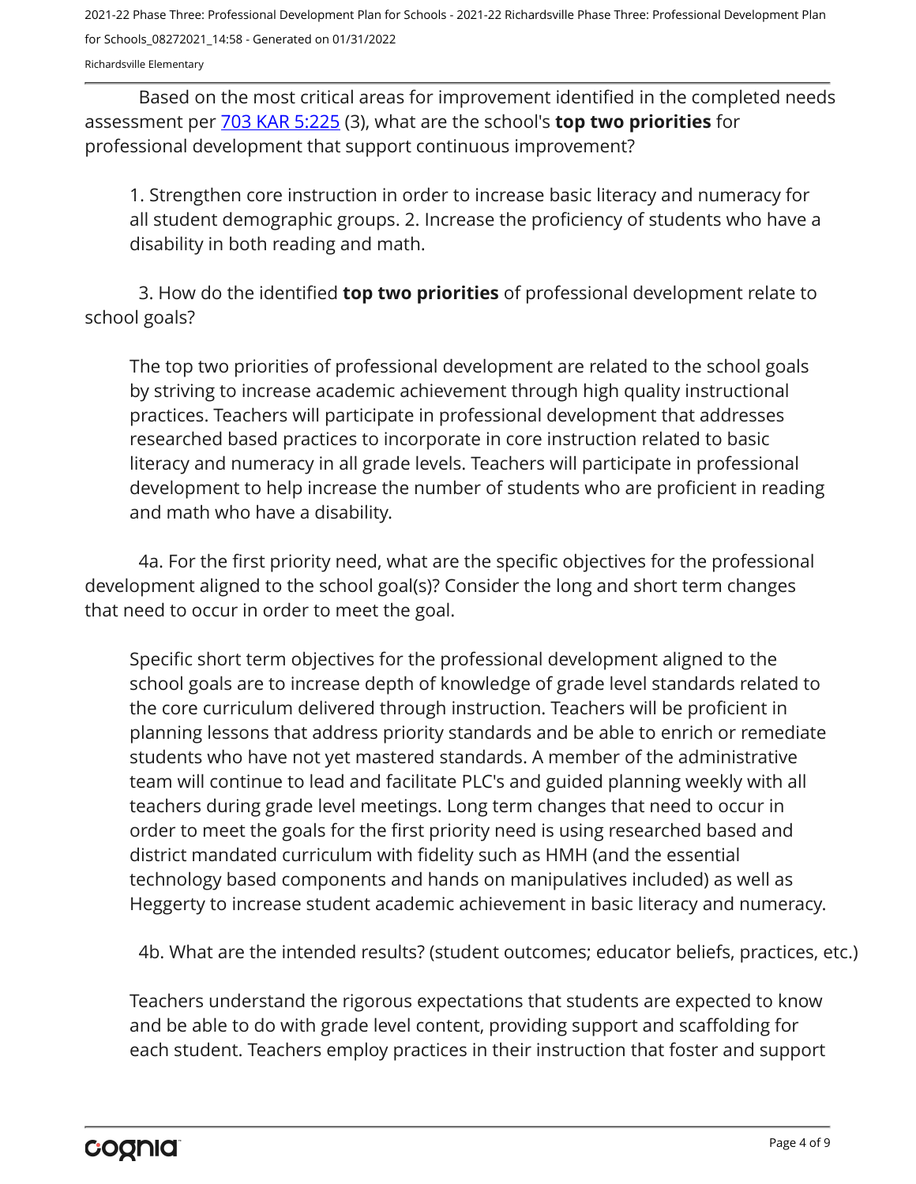Based on the most critical areas for improvement identified in the completed needs assessment per [703 KAR 5:225](https://apps.legislature.ky.gov/law/kar/703/005/225.pdf) (3), what are the school's **top two priorities** for professional development that support continuous improvement?

1. Strengthen core instruction in order to increase basic literacy and numeracy for all student demographic groups. 2. Increase the proficiency of students who have a disability in both reading and math.

3. How do the identified **top two priorities** of professional development relate to school goals?

The top two priorities of professional development are related to the school goals by striving to increase academic achievement through high quality instructional practices. Teachers will participate in professional development that addresses researched based practices to incorporate in core instruction related to basic literacy and numeracy in all grade levels. Teachers will participate in professional development to help increase the number of students who are proficient in reading and math who have a disability.

4a. For the first priority need, what are the specific objectives for the professional development aligned to the school goal(s)? Consider the long and short term changes that need to occur in order to meet the goal.

Specific short term objectives for the professional development aligned to the school goals are to increase depth of knowledge of grade level standards related to the core curriculum delivered through instruction. Teachers will be proficient in planning lessons that address priority standards and be able to enrich or remediate students who have not yet mastered standards. A member of the administrative team will continue to lead and facilitate PLC's and guided planning weekly with all teachers during grade level meetings. Long term changes that need to occur in order to meet the goals for the first priority need is using researched based and district mandated curriculum with fidelity such as HMH (and the essential technology based components and hands on manipulatives included) as well as Heggerty to increase student academic achievement in basic literacy and numeracy.

4b. What are the intended results? (student outcomes; educator beliefs, practices, etc.)

Teachers understand the rigorous expectations that students are expected to know and be able to do with grade level content, providing support and scaffolding for each student. Teachers employ practices in their instruction that foster and support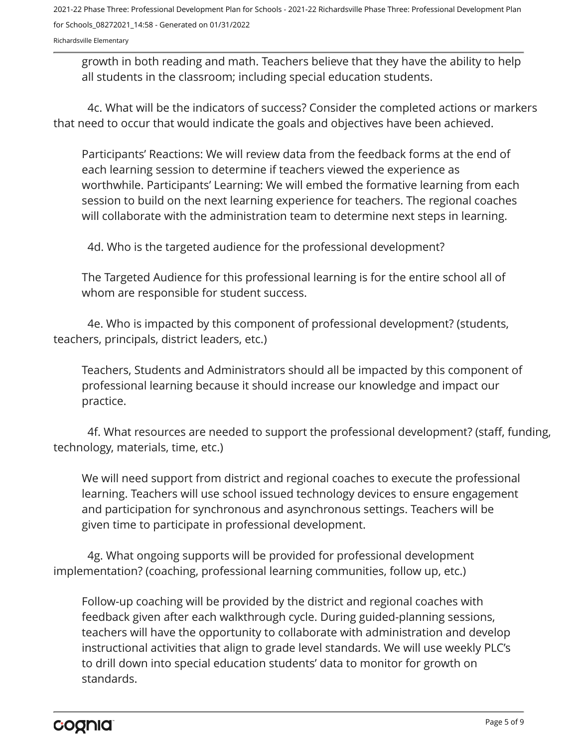growth in both reading and math. Teachers believe that they have the ability to help all students in the classroom; including special education students.

4c. What will be the indicators of success? Consider the completed actions or markers that need to occur that would indicate the goals and objectives have been achieved.

Participants' Reactions: We will review data from the feedback forms at the end of each learning session to determine if teachers viewed the experience as worthwhile. Participants' Learning: We will embed the formative learning from each session to build on the next learning experience for teachers. The regional coaches will collaborate with the administration team to determine next steps in learning.

4d. Who is the targeted audience for the professional development?

The Targeted Audience for this professional learning is for the entire school all of whom are responsible for student success.

4e. Who is impacted by this component of professional development? (students, teachers, principals, district leaders, etc.)

Teachers, Students and Administrators should all be impacted by this component of professional learning because it should increase our knowledge and impact our practice.

4f. What resources are needed to support the professional development? (staff, funding, technology, materials, time, etc.)

We will need support from district and regional coaches to execute the professional learning. Teachers will use school issued technology devices to ensure engagement and participation for synchronous and asynchronous settings. Teachers will be given time to participate in professional development.

4g. What ongoing supports will be provided for professional development implementation? (coaching, professional learning communities, follow up, etc.)

Follow-up coaching will be provided by the district and regional coaches with feedback given after each walkthrough cycle. During guided-planning sessions, teachers will have the opportunity to collaborate with administration and develop instructional activities that align to grade level standards. We will use weekly PLC's to drill down into special education students' data to monitor for growth on standards.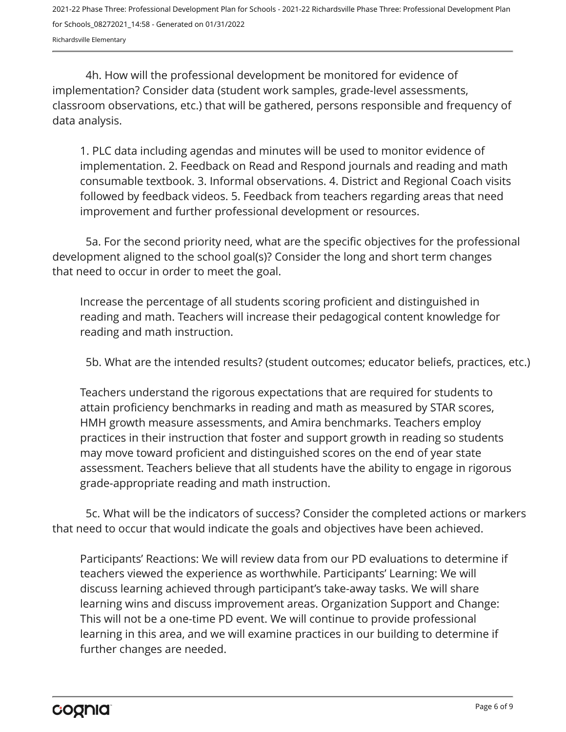4h. How will the professional development be monitored for evidence of implementation? Consider data (student work samples, grade-level assessments, classroom observations, etc.) that will be gathered, persons responsible and frequency of data analysis.

1. PLC data including agendas and minutes will be used to monitor evidence of implementation. 2. Feedback on Read and Respond journals and reading and math consumable textbook. 3. Informal observations. 4. District and Regional Coach visits followed by feedback videos. 5. Feedback from teachers regarding areas that need improvement and further professional development or resources.

5a. For the second priority need, what are the specific objectives for the professional development aligned to the school goal(s)? Consider the long and short term changes that need to occur in order to meet the goal.

Increase the percentage of all students scoring proficient and distinguished in reading and math. Teachers will increase their pedagogical content knowledge for reading and math instruction.

5b. What are the intended results? (student outcomes; educator beliefs, practices, etc.)

Teachers understand the rigorous expectations that are required for students to attain proficiency benchmarks in reading and math as measured by STAR scores, HMH growth measure assessments, and Amira benchmarks. Teachers employ practices in their instruction that foster and support growth in reading so students may move toward proficient and distinguished scores on the end of year state assessment. Teachers believe that all students have the ability to engage in rigorous grade-appropriate reading and math instruction.

5c. What will be the indicators of success? Consider the completed actions or markers that need to occur that would indicate the goals and objectives have been achieved.

Participants' Reactions: We will review data from our PD evaluations to determine if teachers viewed the experience as worthwhile. Participants' Learning: We will discuss learning achieved through participant's take-away tasks. We will share learning wins and discuss improvement areas. Organization Support and Change: This will not be a one-time PD event. We will continue to provide professional learning in this area, and we will examine practices in our building to determine if further changes are needed.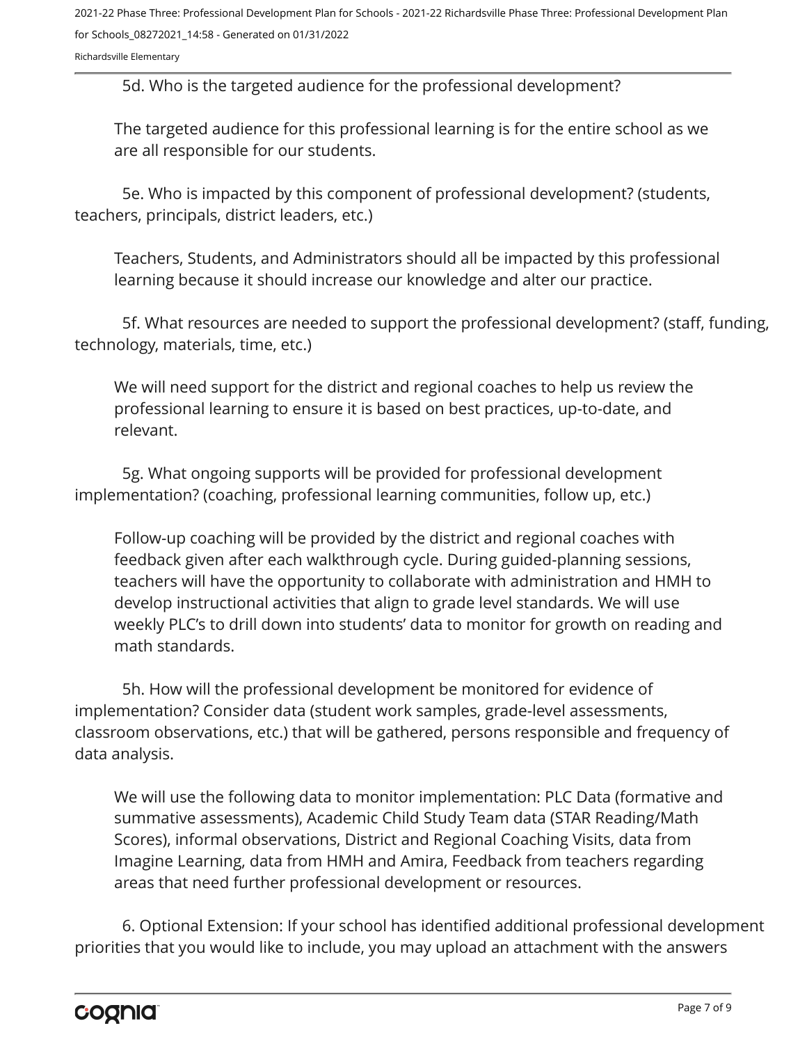5d. Who is the targeted audience for the professional development?

The targeted audience for this professional learning is for the entire school as we are all responsible for our students.

5e. Who is impacted by this component of professional development? (students, teachers, principals, district leaders, etc.)

Teachers, Students, and Administrators should all be impacted by this professional learning because it should increase our knowledge and alter our practice.

5f. What resources are needed to support the professional development? (staff, funding, technology, materials, time, etc.)

We will need support for the district and regional coaches to help us review the professional learning to ensure it is based on best practices, up-to-date, and relevant.

5g. What ongoing supports will be provided for professional development implementation? (coaching, professional learning communities, follow up, etc.)

Follow-up coaching will be provided by the district and regional coaches with feedback given after each walkthrough cycle. During guided-planning sessions, teachers will have the opportunity to collaborate with administration and HMH to develop instructional activities that align to grade level standards. We will use weekly PLC's to drill down into students' data to monitor for growth on reading and math standards.

5h. How will the professional development be monitored for evidence of implementation? Consider data (student work samples, grade-level assessments, classroom observations, etc.) that will be gathered, persons responsible and frequency of data analysis.

We will use the following data to monitor implementation: PLC Data (formative and summative assessments), Academic Child Study Team data (STAR Reading/Math Scores), informal observations, District and Regional Coaching Visits, data from Imagine Learning, data from HMH and Amira, Feedback from teachers regarding areas that need further professional development or resources.

6. Optional Extension: If your school has identified additional professional development priorities that you would like to include, you may upload an attachment with the answers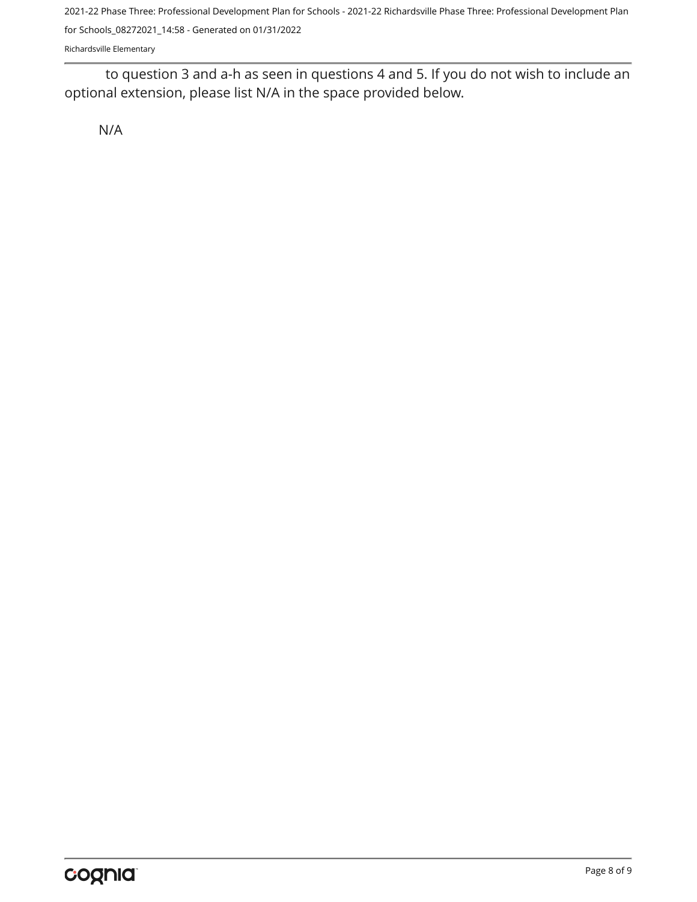to question 3 and a-h as seen in questions 4 and 5. If you do not wish to include an optional extension, please list N/A in the space provided below.

N/A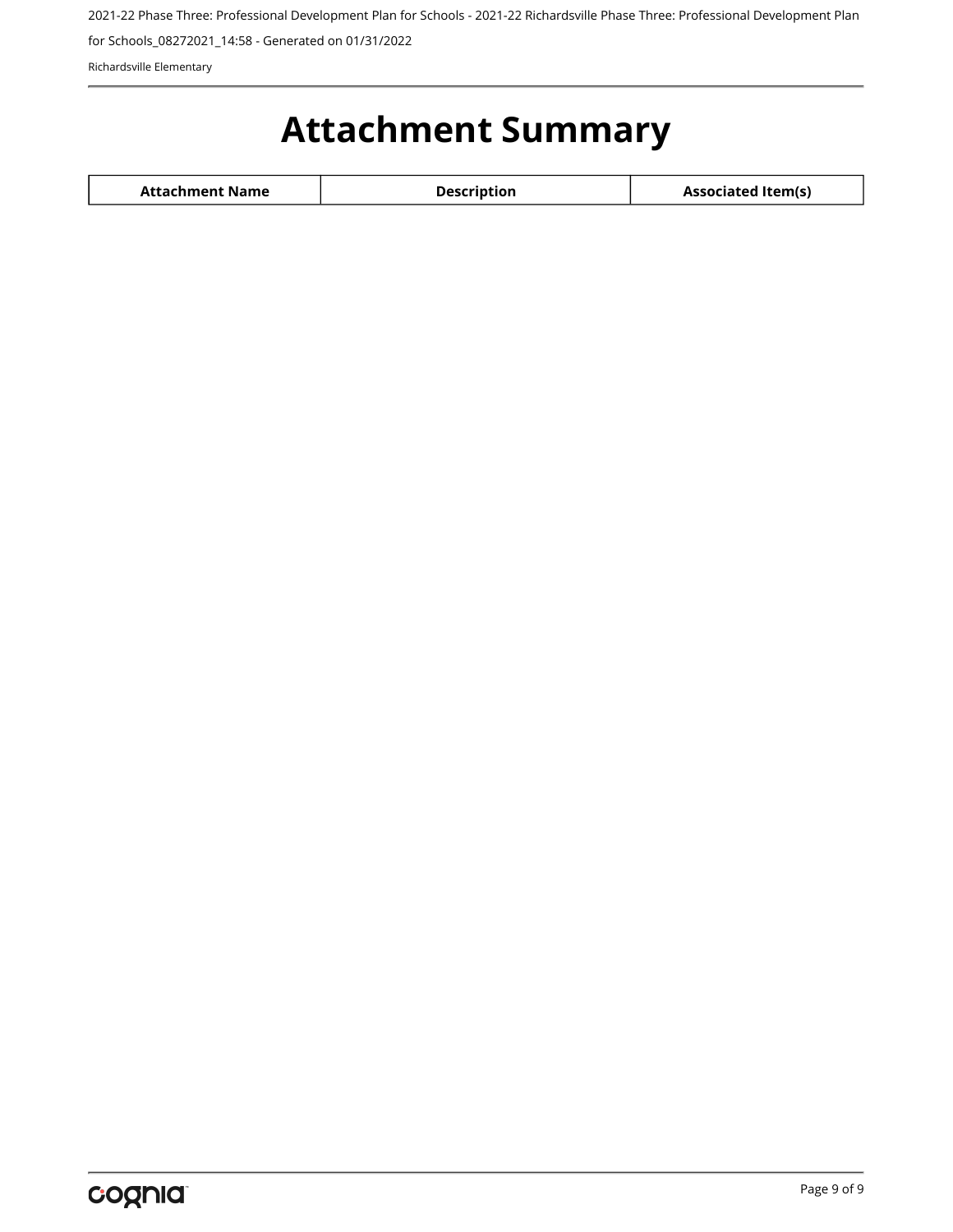# Attachment Summary

| Attachment Name | Description | Associated Item(s) |
| --- | --- | --- |